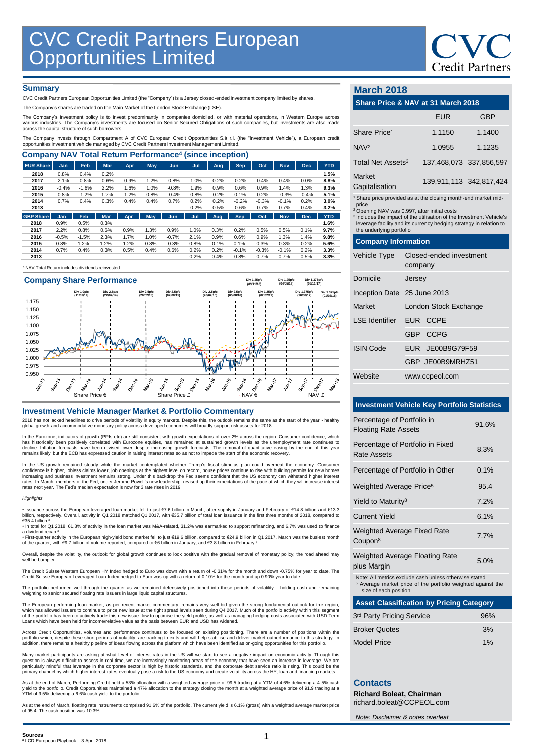# CVC Credit Partners European Opportunities Limited

## Summary

CVC Credit Partners European Opportunities Limited (the "Company") is a Jersey closed-ended investment company limited by shares.

The Company's shares are traded on the Main Market of the London Stock Exchange (LSE).

The Company's investment policy is to invest predominantly in companies domiciled, or with material operations, in Western Europe across various industries. The Company's investments are focused on Senior Secured Obligations of such companies, but investments are also made across the capital structure of such borrowers.

The Company invests through Compartment A of CVC European Credit Opportunities S.à r.l. (the "Investment Vehicle"), a European credit opportunities investment vehicle managed by CVC Credit Partners Investment Management Limited.

## Company NAV Total Return Performance[4] (since inception)

| EUR Share | Jan | Feb | Mar | Apr | May | Jun | Jul | Aug | Sep | Oct | Nov | Dec | YTD |
|---|---|---|---|---|---|---|---|---|---|---|---|---|---|
| 2018 | 0.8% | 0.4% | 0.2% | | | | | | | | | | 1.5% |
| 2017 | 2.1% | 0.8% | 0.6% | 0.9% | 1.2% | 0.8% | 1.0% | 0.2% | 0.2% | 0.4% | 0.4% | 0.0% | 8.8% |
| 2016 | -0.4% | -1.6% | 2.2% | 1.6% | 1.0% | -0.8% | 1.9% | 0.9% | 0.6% | 0.9% | 1.4% | 1.3% | 9.3% |
| 2015 | 0.8% | 1.2% | 1.2% | 1.2% | 0.8% | -0.4% | 0.8% | -0.2% | 0.1% | 0.2% | -0.3% | -0.4% | 5.1% |
| 2014 | 0.7% | 0.4% | 0.3% | 0.4% | 0.4% | 0.7% | 0.2% | 0.2% | -0.2% | -0.3% | -0.1% | 0.2% | 3.0% |
| 2013 | | | | | | | 0.2% | 0.5% | 0.6% | 0.7% | 0.7% | 0.4% | 3.2% |

| GBP Share | Jan | Feb | Mar | Apr | May | Jun | Jul | Aug | Sep | Oct | Nov | Dec | YTD |
|---|---|---|---|---|---|---|---|---|---|---|---|---|---|
| 2018 | 0.9% | 0.5% | 0.3% | | | | | | | | | | 1.6% |
| 2017 | 2.2% | 0.8% | 0.6% | 0.9% | 1.3% | 0.9% | 1.0% | 0.3% | 0.2% | 0.5% | 0.5% | 0.1% | 9.7% |
| 2016 | -0.5% | -1.5% | 2.3% | 1.7% | 1.0% | -0.7% | 2.1% | 0.9% | 0.6% | 0.9% | 1.3% | 1.4% | 9.8% |
| 2015 | 0.8% | 1.2% | 1.2% | 1.2% | 0.8% | -0.3% | 0.8% | -0.1% | 0.1% | 0.3% | -0.3% | -0.2% | 5.6% |
| 2014 | 0.7% | 0.4% | 0.3% | 0.5% | 0.4% | 0.6% | 0.2% | 0.2% | -0.1% | -0.3% | -0.1% | 0.2% | 3.3% |
| 2013 | | | | | | | 0.2% | 0.4% | 0.8% | 0.7% | 0.7% | 0.5% | 3.3% |

[4] NAV Total Return includes dividends reinvested

## Company Share Performance

Div 1.0p/c (11/02/14); Div 2.5p/c (22/07/14); Div 2.5p/c (29/02/15); Div 2.5p/c (07/08/15); Div 2.5p/c (26/02/16); Div 2.5p/c (05/08/16); Div 1.25p/c (03/11/16); Div 1.25p/c (02/02/17); Div 1.25p/c (04/05/17); Div 1.375p/c (10/08/17); Div 1.375p/c (02/11/17); Div 1.375p/c (01/02/18)

Share Price € — Share Price £ — NAV € — NAV £

## Investment Vehicle Manager Market & Portfolio Commentary

2018 has not lacked headlines to drive periods of volatility in equity markets. Despite this, the outlook remains the same as the start of the year - healthy global growth and accommodative monetary policy across developed economies will broadly support risk assets for 2018.

In the Eurozone, indicators of growth (PPIs etc) are still consistent with growth expectations of over 2% across the region. Consumer confidence, which has historically been positively correlated with Eurozone equities, has remained at sustained growth levels as the unemployment rate continues to decline. Inflation forecasts have been revised lower despite increasing growth forecasts. The removal of quantitative easing by the end of this year remains likely, but the ECB has expressed caution in raising interest rates so as not to impede the start of the economic recovery.

In the US growth remained steady while the market contemplated whether Trump's fiscal stimulus plan could overheat the economy. Consumer confidence is higher, jobless claims lower, job openings at the highest level on record, house prices continue to rise with building permits for new homes increasing and business investment remains strong. Under this backdrop the Fed seems confident that the US economy can withstand higher interest rates. In March, members of the Fed, under Jerome Powell's new leadership, revised up their expectations of the pace at which they will increase interest rates next year. The Fed's median expectation is now for 3 rate rises in 2019.

*Highlights*

- Issuance across the European leveraged loan market fell to just €7.6 billion in March, after supply in January and February of €14.8 billion and €13.3 billion, respectively. Overall, activity in Q1 2018 matched Q1 2017, with €35.7 billion of total loan issuance in the first three months of 2018, compared to €35.4 billion.[a]
- In total for Q1 2018, 61.8% of activity in the loan market was M&A-related, 31.2% was earmarked to support refinancing, and 6.7% was used to finance a dividend recap.[a]
- First-quarter activity in the European high-yield bond market fell to just €19.6 billion, compared to €24.9 billion in Q1 2017. March was the busiest month of the quarter, with €9.7 billion of volume reported, compared to €6 billion in January, and €3.8 billion in February.[a]

Overall, despite the volatility, the outlook for global growth continues to look positive with the gradual removal of monetary policy; the road ahead may well be bumpier.

The Credit Suisse Western European HY Index hedged to Euro was down with a return of -0.31% for the month and down -0.75% for year to date. The Credit Suisse European Leveraged Loan Index hedged to Euro was up with a return of 0.10% for the month and up 0.90% year to date.

The portfolio performed well through the quarter as we remained defensively positioned into these periods of volatility – holding cash and remaining weighting to senior secured floating rate issuers in large liquid capital structures.

The European performing loan market, as per recent market commentary, remains very well bid given the strong fundamental outlook for the region, which has allowed issuers to continue to price new issue at the tight spread levels seen during Q4 2017. Much of the portfolio activity within this segment of the portfolio has been to actively trade this new issue flow to optimise the yield profile, as well as managing hedging costs associated with USD Term Loans which have been held for income/relative value as the basis between EUR and USD has widened.

Across Credit Opportunities, volumes and performance continues to be focused on existing positioning. There are a number of positions within the portfolio which, despite these short periods of volatility, are tracking to exits and will help stabilise and deliver market outperformance to this strategy. In addition, there remains a healthy pipeline of ideas flowing across the platform which have been identified as on-going opportunities for this portfolio.

Many market participants are asking at what level of interest rates in the US will we start to see a negative impact on economic activity. Though this question is always difficult to assess in real time, we are increasingly monitoring areas of the economy that have seen an increase in leverage. We are particularly mindful that leverage in the corporate sector is high by historic standards, and the corporate debt service ratio is rising. This could be the primary channel by which higher interest rates eventually pose a risk to the US economy and create volatility across the HY, loan and financing markets.

As at the end of March, Performing Credit held a 53% allocation with a weighted average price of 99.5 trading at a YTM of 4.6% delivering a 4.5% cash yield to the portfolio. Credit Opportunities maintained a 47% allocation to the strategy closing the month at a weighted average price of 91.9 trading at a YTM of 9.5% delivering a 6.6% cash yield to the portfolio.

As at the end of March, floating rate instruments comprised 91.6% of the portfolio. The current yield is 6.1% (gross) with a weighted average market price of 95.4. The cash position was 10.3%.

## March 2018

### Share Price & NAV at 31 March 2018

| | EUR | GBP |
|---|---|---|
| Share Price[1] | 1.1150 | 1.1400 |
| NAV[2] | 1.0955 | 1.1235 |
| Total Net Assets[3] | 137,468,073 | 337,856,597 |
| Market Capitalisation | 139,911,113 | 342,817,424 |

[1] Share price provided as at the closing month-end market mid-price
[2] Opening NAV was 0.997, after initial costs
[3] Includes the impact of the utilisation of the Investment Vehicle's leverage facility and its currency hedging strategy in relation to the underlying portfolio

### Company Information

| | |
|---|---|
| Vehicle Type | Closed-ended investment company |
| Domicile | Jersey |
| Inception Date | 25 June 2013 |
| Market | London Stock Exchange |
| LSE Identifier | EUR CCPE |
| | GBP CCPG |
| ISIN Code | EUR JE00B9G79F59 |
| | GBP JE00B9MRHZ51 |
| Website | www.ccpeol.com |

### Investment Vehicle Key Portfolio Statistics

| | |
|---|---|
| Percentage of Portfolio in Floating Rate Assets | 91.6% |
| Percentage of Portfolio in Fixed Rate Assets | 8.3% |
| Percentage of Portfolio in Other | 0.1% |
| Weighted Average Price[5] | 95.4 |
| Yield to Maturity[8] | 7.2% |
| Current Yield | 6.1% |
| Weighted Average Fixed Rate Coupon[8] | 7.7% |
| Weighted Average Floating Rate plus Margin | 5.0% |

Note: All metrics exclude cash unless otherwise stated
[5] Average market price of the portfolio weighted against the size of each position

### Asset Classification by Pricing Category

| | |
|---|---|
| 3rd Party Pricing Service | 96% |
| Broker Quotes | 3% |
| Model Price | 1% |

## Contacts

**Richard Boleat, Chairman**
richard.boleat@CCPEOL.com

*Note: Disclaimer & notes overleaf*

**Sources**
[a] LCD European Playbook – 3 April 2018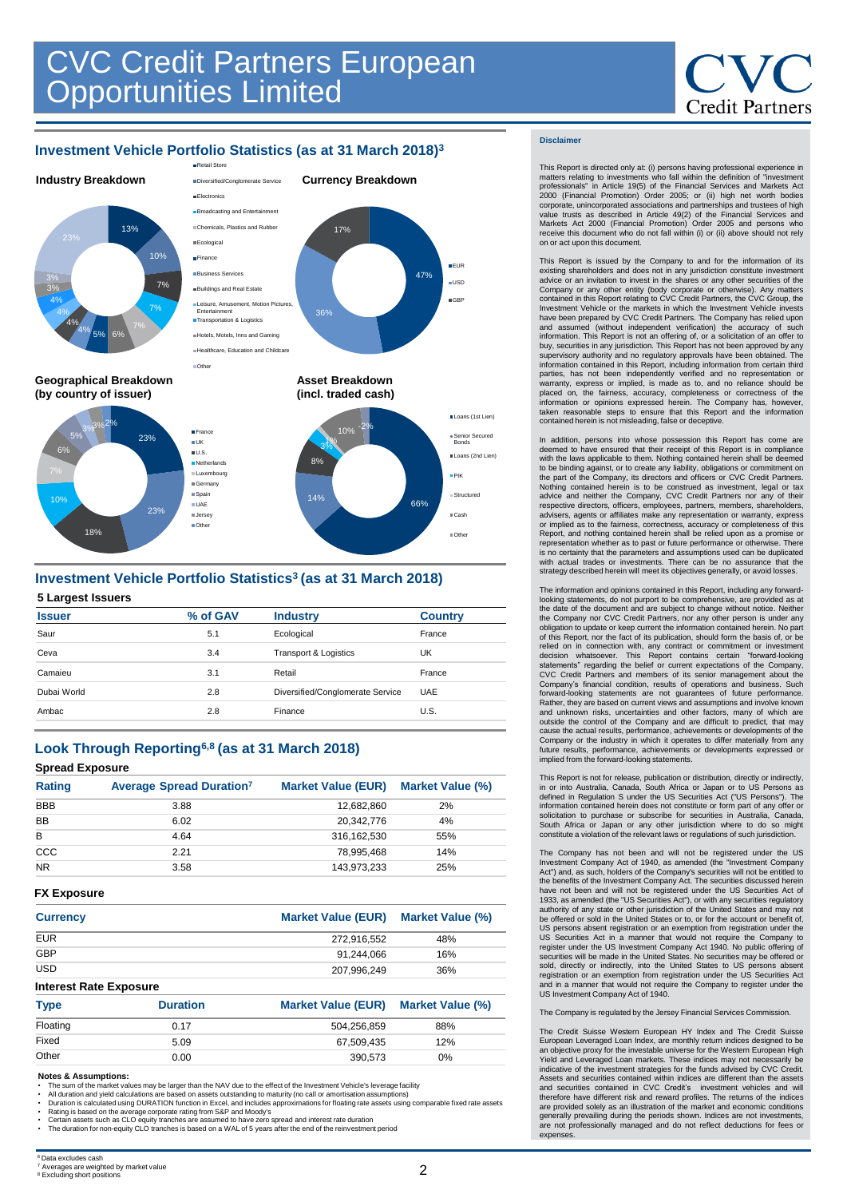# CVC Credit Partners European Opportunities Limited

## Investment Vehicle Portfolio Statistics (as at 31 March 2018)[3]

### Industry Breakdown

13%
10%
7%
7%
7%
6%
5%
4%
4%
4%
3%
3%
23%

Retail Store
Diversified/Conglomerate Service
Electronics
Broadcasting and Entertainment
Chemicals, Plastics and Rubber
Ecological
Finance
Business Services
Buildings and Real Estate
Leisure, Amusement, Motion Pictures, Entertainment
Transportation & Logistics
Hotels, Motels, Inns and Gaming
Healthcare, Education and Childcare
Other

### Currency Breakdown

47%
36%
17%

EUR
USD
GBP

### Geographical Breakdown (by country of issuer)

23%
23%
18%
10%
7%
6%
5%
3%
3%
2%

France
UK
U.S.
Netherlands
Luxembourg
Germany
Spain
UAE
Jersey
Other

### Asset Breakdown (incl. traded cash)

66%
14%
8%
3%
1%
10%
-2%

Loans (1st Lien)
Senior Secured Bonds
Loans (2nd Lien)
PIK
Structured
Cash
Other

## Investment Vehicle Portfolio Statistics[3] (as at 31 March 2018)

### 5 Largest Issuers

| Issuer | % of GAV | Industry | Country |
|---|---|---|---|
| Saur | 5.1 | Ecological | France |
| Ceva | 3.4 | Transport & Logistics | UK |
| Camaieu | 3.1 | Retail | France |
| Dubai World | 2.8 | Diversified/Conglomerate Service | UAE |
| Ambac | 2.8 | Finance | U.S. |

## Look Through Reporting[6,8] (as at 31 March 2018)

### Spread Exposure

| Rating | Average Spread Duration[7] | Market Value (EUR) | Market Value (%) |
|---|---|---|---|
| BBB | 3.88 | 12,682,860 | 2% |
| BB | 6.02 | 20,342,776 | 4% |
| B | 4.64 | 316,162,530 | 55% |
| CCC | 2.21 | 78,995,468 | 14% |
| NR | 3.58 | 143,973,233 | 25% |

### FX Exposure

| Currency | Market Value (EUR) | Market Value (%) |
|---|---|---|
| EUR | 272,916,552 | 48% |
| GBP | 91,244,066 | 16% |
| USD | 207,996,249 | 36% |

### Interest Rate Exposure

| Type | Duration | Market Value (EUR) | Market Value (%) |
|---|---|---|---|
| Floating | 0.17 | 504,256,859 | 88% |
| Fixed | 5.09 | 67,509,435 | 12% |
| Other | 0.00 | 390,573 | 0% |

**Notes & Assumptions:**

- The sum of the market values may be larger than the NAV due to the effect of the Investment Vehicle's leverage facility
- All duration and yield calculations are based on assets outstanding to maturity (no call or amortisation assumptions)
- Duration is calculated using DURATION function in Excel, and includes approximations for floating rate assets using comparable fixed rate assets
- Rating is based on the average corporate rating from S&P and Moody's
- Certain assets such as CLO equity tranches are assumed to have zero spread and interest rate duration
- The duration for non-equity CLO tranches is based on a WAL of 5 years after the end of the reinvestment period

[6] Data excludes cash
[7] Averages are weighted by market value
[8] Excluding short positions

### Disclaimer

This Report is directed only at: (i) persons having professional experience in matters relating to investments who fall within the definition of "investment professionals" in Article 19(5) of the Financial Services and Markets Act 2000 (Financial Promotion) Order 2005; or (ii) high net worth bodies corporate, unincorporated associations and partnerships and trustees of high value trusts as described in Article 49(2) of the Financial Services and Markets Act 2000 (Financial Promotion) Order 2005 and persons who receive this document who do not fall within (i) or (ii) above should not rely on or act upon this document.

This Report is issued by the Company to and for the information of its existing shareholders and does not in any jurisdiction constitute investment advice or an invitation to invest in the shares or any other securities of the Company or any other entity (body corporate or otherwise). Any matters contained in this Report relating to CVC Credit Partners, the CVC Group, the Investment Vehicle or the markets in which the Investment Vehicle invests have been prepared by CVC Credit Partners. The Company has relied upon and assumed (without independent verification) the accuracy of such information. This Report is not an offering of, or a solicitation of an offer to buy, securities in any jurisdiction. This Report has not been approved by any supervisory authority and no regulatory approvals have been obtained. The information contained in this Report, including information from certain third parties, has not been independently verified and no representation or warranty, express or implied, is made as to, and no reliance should be placed on, the fairness, accuracy, completeness or correctness of the information or opinions expressed herein. The Company has, however, taken reasonable steps to ensure that this Report and the information contained herein is not misleading, false or deceptive.

In addition, persons into whose possession this Report has come are deemed to have ensured that their receipt of this Report is in compliance with the laws applicable to them. Nothing contained herein shall be deemed to be binding against, or to create any liability, obligations or commitment on the part of the Company, its directors and officers or CVC Credit Partners. Nothing contained herein is to be construed as investment, legal or tax advice and neither the Company, CVC Credit Partners nor any of their respective directors, officers, employees, partners, members, shareholders, advisers, agents or affiliates make any representation or warranty, express or implied as to the fairness, correctness, accuracy or completeness of this Report, and nothing contained herein shall be relied upon as a promise or representation whether as to past or future performance or otherwise. There is no certainty that the parameters and assumptions used can be duplicated with actual trades or investments. There can be no assurance that the strategy described herein will meet its objectives generally, or avoid losses.

The information and opinions contained in this Report, including any forward-looking statements, do not purport to be comprehensive, are provided as at the date of the document and are subject to change without notice. Neither the Company nor CVC Credit Partners, nor any other person is under any obligation to update or keep current the information contained herein. No part of this Report, nor the fact of its publication, should form the basis of, or be relied on in connection with, any contract or commitment or investment decision whatsoever. This Report contains certain "forward-looking statements" regarding the belief or current expectations of the Company, CVC Credit Partners and members of its senior management about the Company's financial condition, results of operations and business. Such forward-looking statements are not guarantees of future performance. Rather, they are based on current views and assumptions and involve known and unknown risks, uncertainties and other factors, many of which are outside the control of the Company and are difficult to predict, that may cause the actual results, performance, achievements or developments of the Company or the industry in which it operates to differ materially from any future results, performance, achievements or developments expressed or implied from the forward-looking statements.

This Report is not for release, publication or distribution, directly or indirectly, in or into Australia, Canada, South Africa or Japan or to US Persons as defined in Regulation S under the US Securities Act ("US Persons"). The information contained herein does not constitute or form part of any offer or solicitation to purchase or subscribe for securities in Australia, Canada, South Africa or Japan or any other jurisdiction where to do so might constitute a violation of the relevant laws or regulations of such jurisdiction.

The Company has not been and will not be registered under the US Investment Company Act of 1940, as amended (the "Investment Company Act") and, as such, holders of the Company's securities will not be entitled to the benefits of the Investment Company Act. The securities discussed herein have not been and will not be registered under the US Securities Act of 1933, as amended (the "US Securities Act"), or with any securities regulatory authority of any state or other jurisdiction of the United States and may not be offered or sold in the United States or to, or for the account or benefit of, US persons absent registration or an exemption from registration under the US Securities Act in a manner that would not require the Company to register under the US Investment Company Act 1940. No public offering of securities will be made in the United States. No securities may be offered or sold, directly or indirectly, into the United States to US persons absent registration or an exemption from registration under the US Securities Act and in a manner that would not require the Company to register under the US Investment Company Act of 1940.

The Company is regulated by the Jersey Financial Services Commission.

The Credit Suisse Western European HY Index and The Credit Suisse European Leveraged Loan Index, are monthly return indices designed to be an objective proxy for the investable universe for the Western European High Yield and Leveraged Loan markets. These indices may not necessarily be indicative of the investment strategies for the funds advised by CVC Credit. Assets and securities contained within indices are different than the assets and securities contained in CVC Credit's investment vehicles and will therefore have different risk and reward profiles. The returns of the indices are provided solely as an illustration of the market and economic conditions generally prevailing during the periods shown. Indices are not investments, are not professionally managed and do not reflect deductions for fees or expenses.